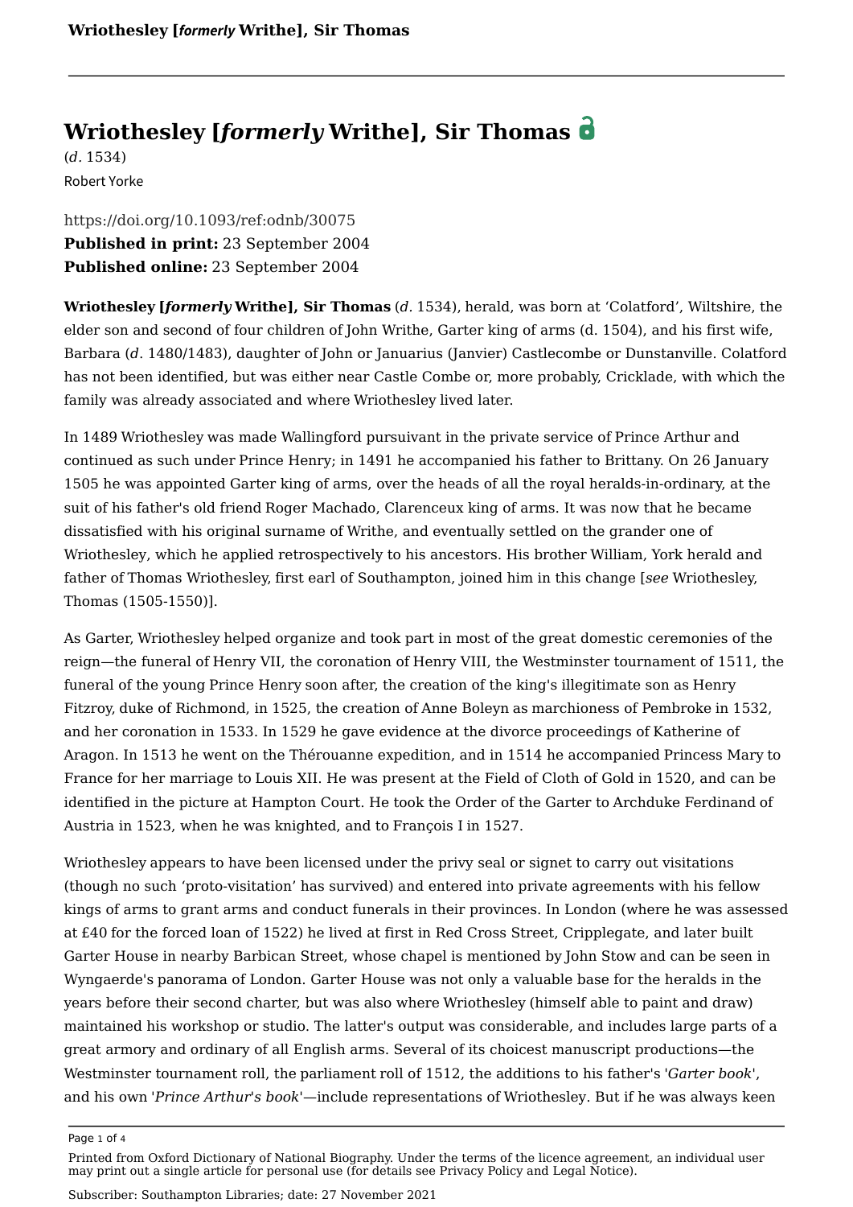# Wriothesley [*formerly* Writhe], Sir Thomas

(*d*. 1534)

Robert Yorke

https://doi.org/10.1093/ref:odnb/30075

**Published in print:** 23 September 2004

**Published online:** 23 September 2004

**Wriothesley [*formerly* Writhe], Sir Thomas** (*d*. 1534), herald, was born at 'Colatford', Wiltshire, the elder son and second of four children of John Writhe, Garter king of arms (d. 1504), and his first wife, Barbara (*d*. 1480/1483), daughter of John or Januarius (Janvier) Castlecombe or Dunstanville. Colatford has not been identified, but was either near Castle Combe or, more probably, Cricklade, with which the family was already associated and where Wriothesley lived later.

In 1489 Wriothesley was made Wallingford pursuivant in the private service of Prince Arthur and continued as such under Prince Henry; in 1491 he accompanied his father to Brittany. On 26 January 1505 he was appointed Garter king of arms, over the heads of all the royal heralds-in-ordinary, at the suit of his father's old friend Roger Machado, Clarenceux king of arms. It was now that he became dissatisfied with his original surname of Writhe, and eventually settled on the grander one of Wriothesley, which he applied retrospectively to his ancestors. His brother William, York herald and father of Thomas Wriothesley, first earl of Southampton, joined him in this change [*see* Wriothesley, Thomas (1505-1550)].

As Garter, Wriothesley helped organize and took part in most of the great domestic ceremonies of the reign—the funeral of Henry VII, the coronation of Henry VIII, the Westminster tournament of 1511, the funeral of the young Prince Henry soon after, the creation of the king's illegitimate son as Henry Fitzroy, duke of Richmond, in 1525, the creation of Anne Boleyn as marchioness of Pembroke in 1532, and her coronation in 1533. In 1529 he gave evidence at the divorce proceedings of Katherine of Aragon. In 1513 he went on the Thérouanne expedition, and in 1514 he accompanied Princess Mary to France for her marriage to Louis XII. He was present at the Field of Cloth of Gold in 1520, and can be identified in the picture at Hampton Court. He took the Order of the Garter to Archduke Ferdinand of Austria in 1523, when he was knighted, and to François I in 1527.

Wriothesley appears to have been licensed under the privy seal or signet to carry out visitations (though no such 'proto-visitation' has survived) and entered into private agreements with his fellow kings of arms to grant arms and conduct funerals in their provinces. In London (where he was assessed at £40 for the forced loan of 1522) he lived at first in Red Cross Street, Cripplegate, and later built Garter House in nearby Barbican Street, whose chapel is mentioned by John Stow and can be seen in Wyngaerde's panorama of London. Garter House was not only a valuable base for the heralds in the years before their second charter, but was also where Wriothesley (himself able to paint and draw) maintained his workshop or studio. The latter's output was considerable, and includes large parts of a great armory and ordinary of all English arms. Several of its choicest manuscript productions—the Westminster tournament roll, the parliament roll of 1512, the additions to his father's '*Garter book*', and his own '*Prince Arthur's book*'—include representations of Wriothesley. But if he was always keen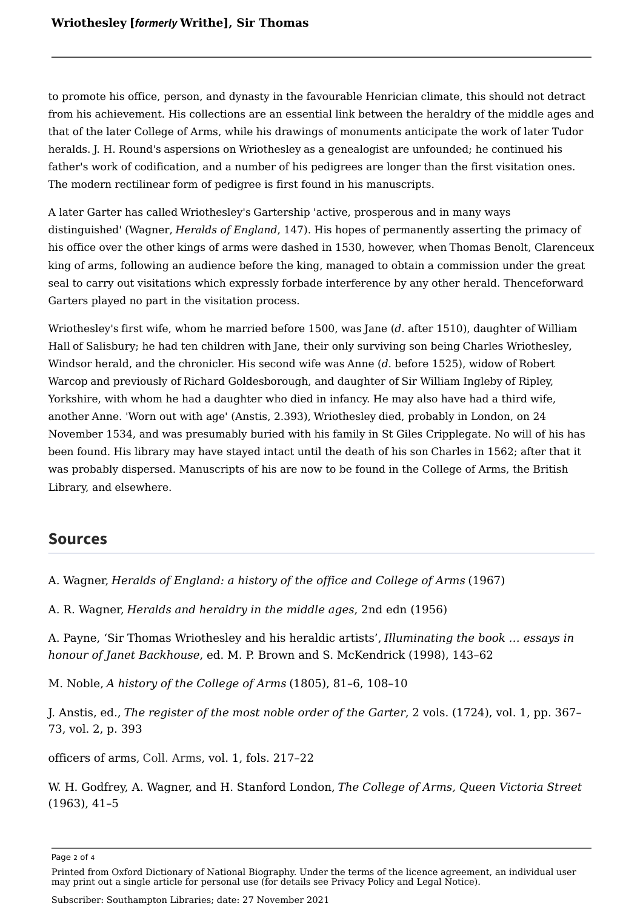to promote his office, person, and dynasty in the favourable Henrician climate, this should not detract from his achievement. His collections are an essential link between the heraldry of the middle ages and that of the later College of Arms, while his drawings of monuments anticipate the work of later Tudor heralds. J. H. Round's aspersions on Wriothesley as a genealogist are unfounded; he continued his father's work of codification, and a number of his pedigrees are longer than the first visitation ones. The modern rectilinear form of pedigree is first found in his manuscripts.

A later Garter has called Wriothesley's Gartership 'active, prosperous and in many ways distinguished' (Wagner, *Heralds of England*, 147). His hopes of permanently asserting the primacy of his office over the other kings of arms were dashed in 1530, however, when Thomas Benolt, Clarenceux king of arms, following an audience before the king, managed to obtain a commission under the great seal to carry out visitations which expressly forbade interference by any other herald. Thenceforward Garters played no part in the visitation process.

Wriothesley's first wife, whom he married before 1500, was Jane (*d*. after 1510), daughter of William Hall of Salisbury; he had ten children with Jane, their only surviving son being Charles Wriothesley, Windsor herald, and the chronicler. His second wife was Anne (*d*. before 1525), widow of Robert Warcop and previously of Richard Goldesborough, and daughter of Sir William Ingleby of Ripley, Yorkshire, with whom he had a daughter who died in infancy. He may also have had a third wife, another Anne. 'Worn out with age' (Anstis, 2.393), Wriothesley died, probably in London, on 24 November 1534, and was presumably buried with his family in St Giles Cripplegate. No will of his has been found. His library may have stayed intact until the death of his son Charles in 1562; after that it was probably dispersed. Manuscripts of his are now to be found in the College of Arms, the British Library, and elsewhere.

## Sources

A. Wagner, *Heralds of England: a history of the office and College of Arms* (1967)

A. R. Wagner, *Heralds and heraldry in the middle ages*, 2nd edn (1956)

A. Payne, 'Sir Thomas Wriothesley and his heraldic artists', *Illuminating the book … essays in honour of Janet Backhouse*, ed. M. P. Brown and S. McKendrick (1998), 143–62

M. Noble, *A history of the College of Arms* (1805), 81–6, 108–10

J. Anstis, ed., *The register of the most noble order of the Garter*, 2 vols. (1724), vol. 1, pp. 367–73, vol. 2, p. 393

officers of arms, Coll. Arms, vol. 1, fols. 217–22

W. H. Godfrey, A. Wagner, and H. Stanford London, *The College of Arms, Queen Victoria Street* (1963), 41–5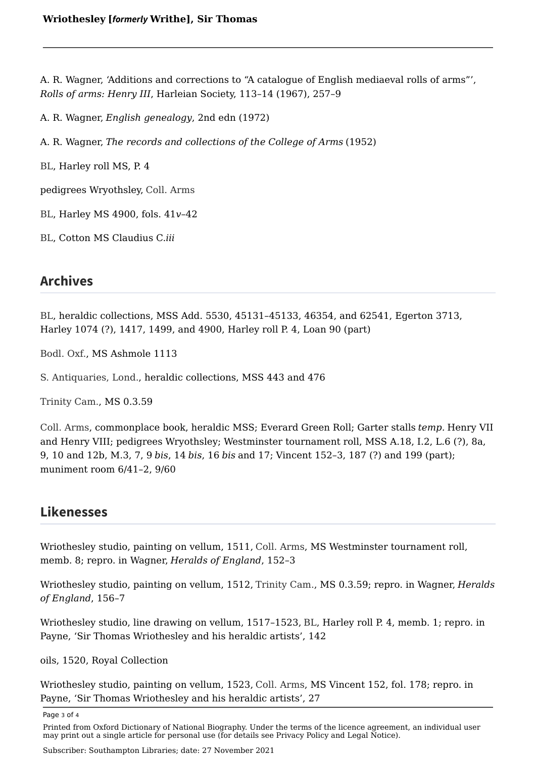A. R. Wagner, 'Additions and corrections to "A catalogue of English mediaeval rolls of arms"', *Rolls of arms: Henry III*, Harleian Society, 113–14 (1967), 257–9

A. R. Wagner, *English genealogy*, 2nd edn (1972)

A. R. Wagner, *The records and collections of the College of Arms* (1952)

BL, Harley roll MS, P. 4

pedigrees Wryothsley, Coll. Arms

BL, Harley MS 4900, fols. 41*v*–42

BL, Cotton MS Claudius C.*iii*

## Archives

BL, heraldic collections, MSS Add. 5530, 45131–45133, 46354, and 62541, Egerton 3713, Harley 1074 (?), 1417, 1499, and 4900, Harley roll P. 4, Loan 90 (part)

Bodl. Oxf., MS Ashmole 1113

S. Antiquaries, Lond., heraldic collections, MSS 443 and 476

Trinity Cam., MS 0.3.59

Coll. Arms, commonplace book, heraldic MSS; Everard Green Roll; Garter stalls *temp.* Henry VII and Henry VIII; pedigrees Wryothsley; Westminster tournament roll, MSS A.18, I.2, L.6 (?), 8a, 9, 10 and 12b, M.3, 7, 9 *bis*, 14 *bis*, 16 *bis* and 17; Vincent 152–3, 187 (?) and 199 (part); muniment room 6/41–2, 9/60

## Likenesses

Wriothesley studio, painting on vellum, 1511, Coll. Arms, MS Westminster tournament roll, memb. 8; repro. in Wagner, *Heralds of England*, 152–3

Wriothesley studio, painting on vellum, 1512, Trinity Cam., MS 0.3.59; repro. in Wagner, *Heralds of England*, 156–7

Wriothesley studio, line drawing on vellum, 1517–1523, BL, Harley roll P. 4, memb. 1; repro. in Payne, 'Sir Thomas Wriothesley and his heraldic artists', 142

oils, 1520, Royal Collection

Wriothesley studio, painting on vellum, 1523, Coll. Arms, MS Vincent 152, fol. 178; repro. in Payne, 'Sir Thomas Wriothesley and his heraldic artists', 27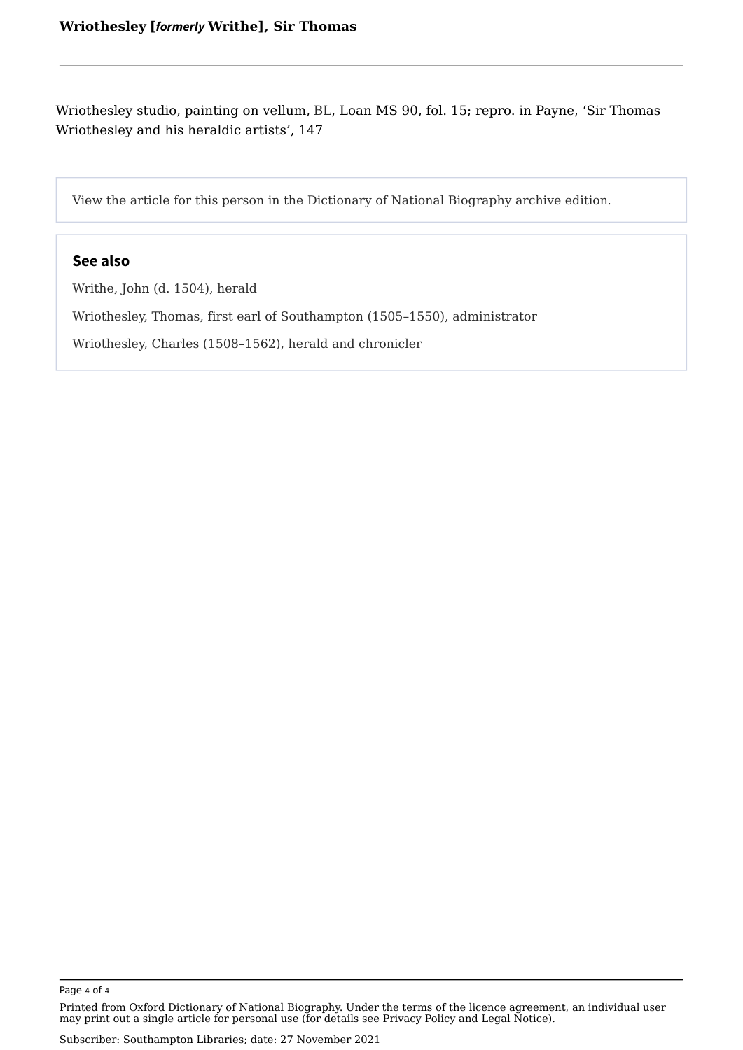Wriothesley studio, painting on vellum, BL, Loan MS 90, fol. 15; repro. in Payne, 'Sir Thomas Wriothesley and his heraldic artists', 147

View the article for this person in the Dictionary of National Biography archive edition.

## See also

Writhe, John (d. 1504), herald

Wriothesley, Thomas, first earl of Southampton (1505–1550), administrator

Wriothesley, Charles (1508–1562), herald and chronicler

Printed from Oxford Dictionary of National Biography. Under the terms of the licence agreement, an individual user may print out a single article for personal use (for details see Privacy Policy and Legal Notice).

Subscriber: Southampton Libraries; date: 27 November 2021